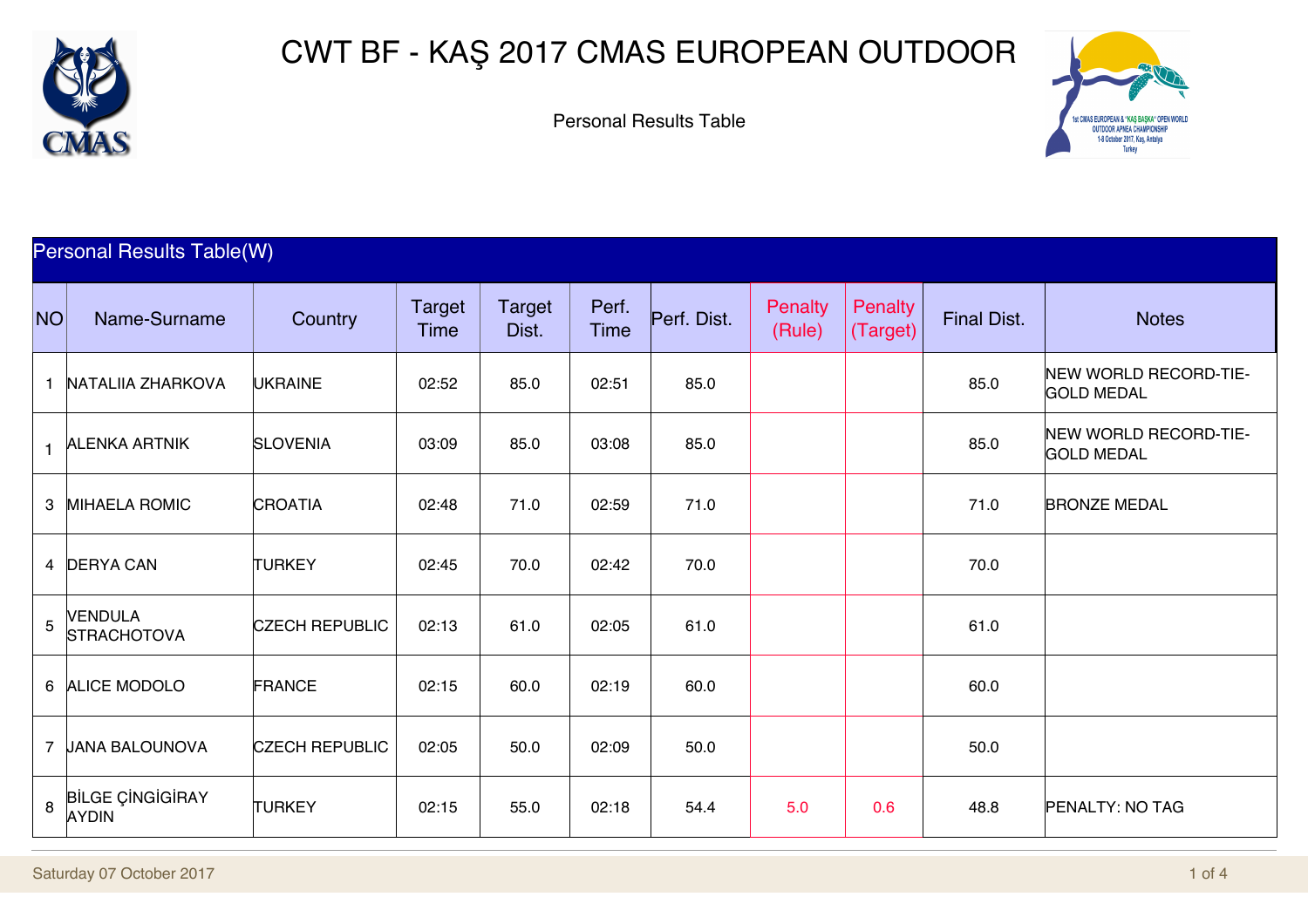# CWT BF - KAŞ 2017 CMAS EUROPEAN OUTDOOR

Personal Results Table

## Personal Results Table(W)

| NO | Name-Surname | Country | Target Time | Target Dist. | Perf. Time | Perf. Dist. | Penalty (Rule) | Penalty (Target) | Final Dist. | Notes |
|---|---|---|---|---|---|---|---|---|---|---|
| 1 | NATALIIA ZHARKOVA | UKRAINE | 02:52 | 85.0 | 02:51 | 85.0 | | | 85.0 | NEW WORLD RECORD-TIE-GOLD MEDAL |
| 1 | ALENKA ARTNIK | SLOVENIA | 03:09 | 85.0 | 03:08 | 85.0 | | | 85.0 | NEW WORLD RECORD-TIE-GOLD MEDAL |
| 3 | MIHAELA ROMIC | CROATIA | 02:48 | 71.0 | 02:59 | 71.0 | | | 71.0 | BRONZE MEDAL |
| 4 | DERYA CAN | TURKEY | 02:45 | 70.0 | 02:42 | 70.0 | | | 70.0 | |
| 5 | VENDULA STRACHOTOVA | CZECH REPUBLIC | 02:13 | 61.0 | 02:05 | 61.0 | | | 61.0 | |
| 6 | ALICE MODOLO | FRANCE | 02:15 | 60.0 | 02:19 | 60.0 | | | 60.0 | |
| 7 | JANA BALOUNOVA | CZECH REPUBLIC | 02:05 | 50.0 | 02:09 | 50.0 | | | 50.0 | |
| 8 | BİLGE ÇİNGİGİRAY AYDIN | TURKEY | 02:15 | 55.0 | 02:18 | 54.4 | 5.0 | 0.6 | 48.8 | PENALTY: NO TAG |

Saturday 07 October 2017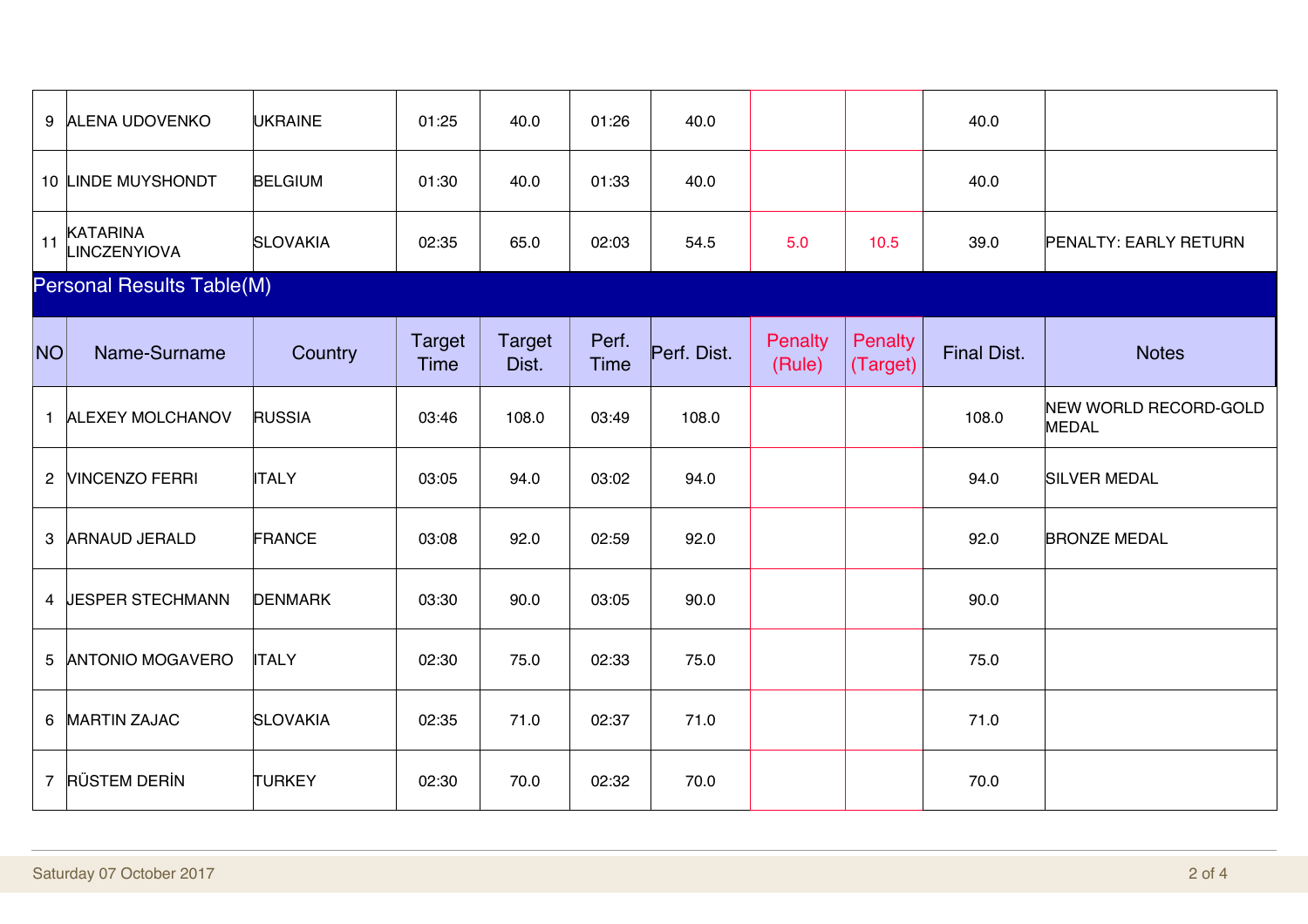| NO | Name-Surname | Country | Target Time | Target Dist. | Perf. Time | Perf. Dist. | Penalty (Rule) | Penalty (Target) | Final Dist. | Notes |
|---|---|---|---|---|---|---|---|---|---|---|
| 9 | ALENA UDOVENKO | UKRAINE | 01:25 | 40.0 | 01:26 | 40.0 | | | 40.0 | |
| 10 | LINDE MUYSHONDT | BELGIUM | 01:30 | 40.0 | 01:33 | 40.0 | | | 40.0 | |
| 11 | KATARINA LINCZENYIOVA | SLOVAKIA | 02:35 | 65.0 | 02:03 | 54.5 | 5.0 | 10.5 | 39.0 | PENALTY: EARLY RETURN |

## Personal Results Table(M)

| NO | Name-Surname | Country | Target Time | Target Dist. | Perf. Time | Perf. Dist. | Penalty (Rule) | Penalty (Target) | Final Dist. | Notes |
|---|---|---|---|---|---|---|---|---|---|---|
| 1 | ALEXEY MOLCHANOV | RUSSIA | 03:46 | 108.0 | 03:49 | 108.0 | | | 108.0 | NEW WORLD RECORD-GOLD MEDAL |
| 2 | VINCENZO FERRI | ITALY | 03:05 | 94.0 | 03:02 | 94.0 | | | 94.0 | SILVER MEDAL |
| 3 | ARNAUD JERALD | FRANCE | 03:08 | 92.0 | 02:59 | 92.0 | | | 92.0 | BRONZE MEDAL |
| 4 | JESPER STECHMANN | DENMARK | 03:30 | 90.0 | 03:05 | 90.0 | | | 90.0 | |
| 5 | ANTONIO MOGAVERO | ITALY | 02:30 | 75.0 | 02:33 | 75.0 | | | 75.0 | |
| 6 | MARTIN ZAJAC | SLOVAKIA | 02:35 | 71.0 | 02:37 | 71.0 | | | 71.0 | |
| 7 | RÜSTEM DERİN | TURKEY | 02:30 | 70.0 | 02:32 | 70.0 | | | 70.0 | |

Saturday 07 October 2017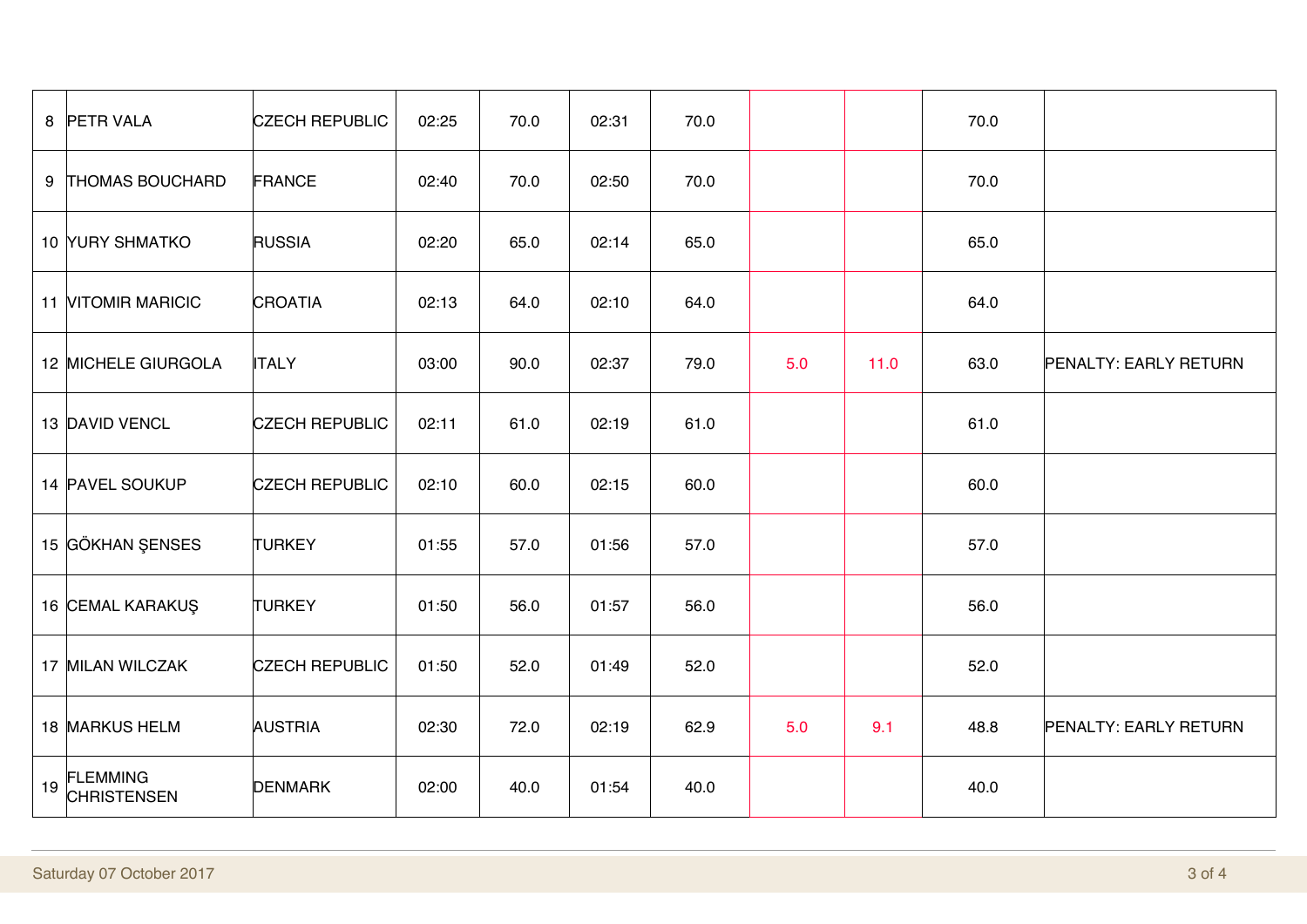| | | | | | | | | | | |
|---|---|---|---|---|---|---|---|---|---|---|
| 8 | PETR VALA | CZECH REPUBLIC | 02:25 | 70.0 | 02:31 | 70.0 | | | 70.0 | |
| 9 | THOMAS BOUCHARD | FRANCE | 02:40 | 70.0 | 02:50 | 70.0 | | | 70.0 | |
| 10 | YURY SHMATKO | RUSSIA | 02:20 | 65.0 | 02:14 | 65.0 | | | 65.0 | |
| 11 | VITOMIR MARICIC | CROATIA | 02:13 | 64.0 | 02:10 | 64.0 | | | 64.0 | |
| 12 | MICHELE GIURGOLA | ITALY | 03:00 | 90.0 | 02:37 | 79.0 | 5.0 | 11.0 | 63.0 | PENALTY: EARLY RETURN |
| 13 | DAVID VENCL | CZECH REPUBLIC | 02:11 | 61.0 | 02:19 | 61.0 | | | 61.0 | |
| 14 | PAVEL SOUKUP | CZECH REPUBLIC | 02:10 | 60.0 | 02:15 | 60.0 | | | 60.0 | |
| 15 | GÖKHAN ŞENSES | TURKEY | 01:55 | 57.0 | 01:56 | 57.0 | | | 57.0 | |
| 16 | CEMAL KARAKUŞ | TURKEY | 01:50 | 56.0 | 01:57 | 56.0 | | | 56.0 | |
| 17 | MILAN WILCZAK | CZECH REPUBLIC | 01:50 | 52.0 | 01:49 | 52.0 | | | 52.0 | |
| 18 | MARKUS HELM | AUSTRIA | 02:30 | 72.0 | 02:19 | 62.9 | 5.0 | 9.1 | 48.8 | PENALTY: EARLY RETURN |
| 19 | FLEMMING CHRISTENSEN | DENMARK | 02:00 | 40.0 | 01:54 | 40.0 | | | 40.0 | |

Saturday 07 October 2017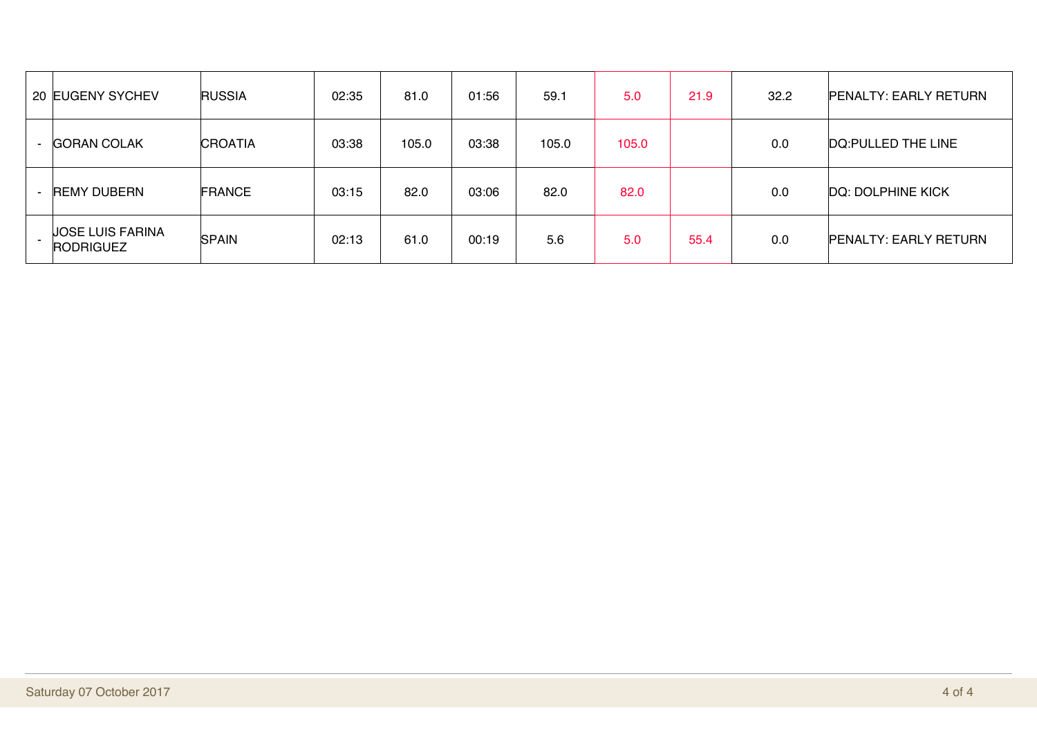| | | | | | | | | | | |
|---|---|---|---|---|---|---|---|---|---|---|
| 20 | EUGENY SYCHEV | RUSSIA | 02:35 | 81.0 | 01:56 | 59.1 | 5.0 | 21.9 | 32.2 | PENALTY: EARLY RETURN |
| - | GORAN COLAK | CROATIA | 03:38 | 105.0 | 03:38 | 105.0 | 105.0 | | 0.0 | DQ:PULLED THE LINE |
| - | REMY DUBERN | FRANCE | 03:15 | 82.0 | 03:06 | 82.0 | 82.0 | | 0.0 | DQ: DOLPHINE KICK |
| - | JOSE LUIS FARINA RODRIGUEZ | SPAIN | 02:13 | 61.0 | 00:19 | 5.6 | 5.0 | 55.4 | 0.0 | PENALTY: EARLY RETURN |

Saturday 07 October 2017